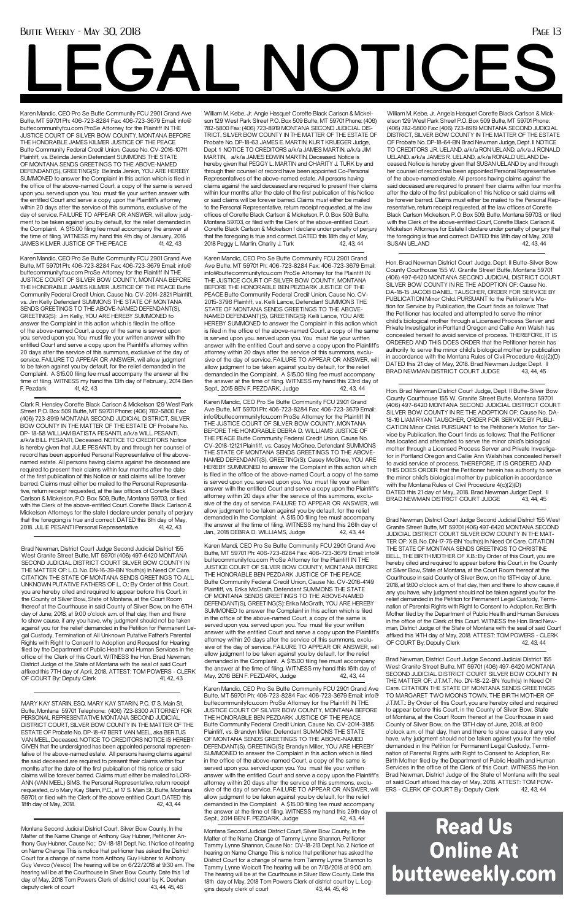# LEGAL NOTICES

Karen Mandic, CEO Pro Se Butte Community FCU 2901 Grand Ave Butte, MT 59701 Ph: 406-723-8284 Fax: 406-723-3679 Email: info@ buttecommunityfcu.com ProSe Attorney for the Plaintiff IN THE JUSTICE COURT OF SILVER BOW COUNTY, MONTANA BEFORE THE HONORABLE JAMES KILMER JUSTICE OF THE PEACE Butte Community Federal Credit Union, Cause No. CV-2016-10711 Plaintiff, vs. Belinda Jenkin Defendant SUMMONS THE STATE OF MONTANA SENDS GREETINGS TO THE ABOVE-NAMED DEFENDANT(S), GREETING(S): Belinda Jenkin, YOU ARE HEREBY SUMMONED to answer the Complaint in this action which is filed in the office of the above-named Court, a copy of the same is served upon you. served upon you. You must file your written answer with the entitled Court and serve a copy upon the Plaintiff's attorney within 20 days after the service of this summons, exclusive of the day of service. FAILURE TO APPEAR OR ANSWER, will allow judgment to be taken against you by default, for the relief demanded in the Complaint. A $15.00 filing fee must accompany the answer at the time of filing. WITNESS my hand this 4th day of January, 2016 JAMES KILMER JUSTICE OF THE PEACE 41, 42, 43

---

Karen Mandic, CEO Pro Se Butte Community FCU 2901 Grand Ave Butte, MT 59701 Ph: 406-723-8284 Fax: 406-723-3679 Email: info@ buttecommunityfcu.com ProSe Attorney for the Plaintiff IN THE JUSTICE COURT OF SILVER BOW COUNTY, MONTANA BEFORE THE HONORABLE JAMES KILMER JUSTICE OF THE PEACE Butte Community Federal Credit Union, Cause No. CV-2014-2821 Plaintiff, vs. Jim Kelly Defendant SUMMONS THE STATE OF MONTANA SENDS GREETINGS TO THE ABOVE-NAMED DEFENDANT(S), GREETING(S): Jim Kelly, YOU ARE HEREBY SUMMONED to answer the Complaint in this action which is filed in the office of the above-named Court, a copy of the same is served upon you. served upon you. You must file your written answer with the entitled Court and serve a copy upon the Plaintiff's attorney within 20 days after the service of this summons, exclusive of the day of service. FAILURE TO APPEAR OR ANSWER, will allow judgment to be taken against you by default, for the relief demanded in the Complaint. A $15.00 filing fee must accompany the answer at the time of filing. WITNESS my hand this 13th day of February, 2014 Ben F. Pezdark 41 42, 43

---

Clark R. Hensley Corette Black Carlson & Mickelson 129 West Park Street P.O. Box 509 Butte, MT 59701 Phone: (406) 782-5800 Fax: (406) 723-8919 MONTANA SECOND JUDICIAL DISTRICT, SILVER BOW COUNTY IN THE MATTER OF THE ESTATE OF Probate No. DP- 18-58 WILLIAM BATISTA PESANTI, a/k/a WILL PESANTI, a/k/a BILL PESANTI, Deceased. NOTICE TO CREDITORS Notice is hereby given that JULIE PESANTI, by and through her counsel of record has been appointed Personal Representative of the above-named estate. All persons having claims against the deceased are required to present their claims within four months after the date of the first publication of this Notice or said claims will be forever barred. Claims must either be mailed to the Personal Representative, return receipt requested, at the law offices of Corette Black Carlson & Mickelson, P.O. Box 509, Butte, Montana 59703, or filed with the Clerk of the above-entitled Court. Corette Black Carlson & Mickelson Attorneys for the state I declare under penalty of perjury that the foregoing is true and correct. DATED this 8th day of May, 2018. JULIE PESANTI Personal Representative 41, 42, 43

---

Brad Newman, District Court Judge Second Judicial District 155 West Granite Street Butte, MT 59701 (406) 497-6420 MONTANA SECOND JUDICIAL DISTRICT COURT SILVER BOW COUNTY IN THE MATTER OF: L.O. No. DN-16-39-BN Youth(s) In Need Of Care. CITATION THE STATE OF MONTANA SENDS GREETINGS TO ALL UNKNOWN PUTATIVE FATHERS OF L.O.: By Order of this Court, you are hereby cited and required to appear before this Court, in the County of Silver Bow, State of Montana, at the Court Room thereof at the Courthouse in said County of Silver Bow, on the 6TH day of June, 2018, at 9:00 o'clock a.m. of that day, then and there to show cause, if any you have, why judgment should not be taken against you for the relief demanded in the Petition for Permanent Legal Custody, Termination of All Unknown Putative Father's Parental Rights with Right to Consent to Adoption and Request for Hearing filed by the Department of Public Health and Human Services in the office of the Clerk of this Court. WITNESS the Hon. Brad Newman, District Judge of the State of Montana with the seal of said Court affixed this 7TH day of April, 2018. ATTEST: TOM POWERS - CLERK OF COURT By: Deputy Clerk 41, 42, 43

---

MARY KAY STARIN, ESQ. MARY KAY STARIN, P.C. 17 S. Main St. Butte, Montana 59701 Telephone: (406) 723-8300 ATTORNEY FOR PERSONAL REPRESENTATIVE MONTANA SECOND JUDICIAL DISTRICT COURT, SILVER BOW COUNTY IN THE MATTER OF THE ESTATE OF Probate No. DP-18-47 BERT VAN MEEL, aka BERTUS VAN MEEL, Deceased. NOTICE TO CREDITORS NOTICE IS HEREBY GIVEN that the undersigned has been appointed personal representative of the above-named estate. All persons having claims against the said deceased are required to present their claims within four months after the date of the first publication of this notice or said claims will be forever barred. Claims must either be mailed to LORI-ANN (VAN MEEL) SIMS, the Personal Representative, return receipt requested, c/o Mary Kay Starin, P.C., at 17 S. Main St., Butte, Montana 59701, or filed with the Clerk of the above entitled Court. DATED this 18th day of May, 2018. 42, 43, 44

---

Montana Second Judicial District Court, Silver Bow County, In the Matter of the Name Change of Anthony Guy Hubner, Petitioner Anthony Guy Hubner, Cause No.: DV-18-181 Dept. No. 1 Notice of hearing on Name Change This is notice that petitioner has asked the District Court for a change of name from Anthony Guy Hubner to Anthony Guy Vevco (Vesco) The hearing will be on 6/22/2018 at 9:30 am. The hearing will be at the Courthouse in Silver Bow County. Date this 1 st day of May, 2018 Tom Powers Clerk of district court by K. Deehan deputy clerk of court 43, 44, 45, 46

---

William M. Kebe, Jr. Angie Hasquet Corette Black Carlson & Mickelson 129 West Park Street P.O. Box 509 Butte, MT 59701 Phone: (406) 782-5800 Fax: (406) 723-8919 MONTANA SECOND JUDICIAL DISTRICT, SILVER BOW COUNTY IN THE MATTER OF THE ESTATE OF Probate No. DP-18-63 JAMES E. MARTIN, KURT KRUEGER Judge, Dept. 1 NOTICE TO CREDITORS a/k/a JAMES MARTIN, a/k/a JIM MARTIN, a/k/a JAMES EDWIN MARTIN, Deceased. Notice is hereby given that PEGGY L. MARTIN and CHARITY J. TURK by and through their counsel of record have been appointed Co-Personal Representatives of the above-named estate. All persons having claims against the said deceased are required to present their claims within four months after the date of the first publication of this Notice or said claims will be forever barred. Claims must either be mailed to the Personal Representative, return receipt requested, at the law offices of Corette Black Carlson & Mickelson, P. O. Box 509, Butte, Montana 59703, or filed with the Clerk of the above-entitled Court. Corette Black Carlson & Mickelson I declare under penalty of perjury that the foregoing is true and correct. DATED this 18th day of May, 2018 Peggy L. Martin, Charity J. Turk 42, 43, 44

---

Karen Mandic, CEO Pro Se Butte Community FCU 2901 Grand Ave Butte, MT 59701 Ph: 406-723-8284 Fax: 406-723-3679 Email: info@buttecommunityfcu.com ProSe Attorney for the Plaintiff IN THE JUSTICE COURT OF SILVER BOW COUNTY, MONTANA BEFORE THE HONORABLE BEN PEZDARK JUSTICE OF THE PEACE Butte Community Federal Credit Union, Cause No. CV-2015-3796 Plaintiff, vs. Kelli Lance, Defendant SUMMONS THE STATE OF MONTANA SENDS GREETINGS TO THE ABOVE-NAMED DEFENDANT(S), GREETING(S): Kelli Lance, YOU ARE HEREBY SUMMONED to answer the Complaint in this action which is filed in the office of the above-named Court, a copy of the same is served upon you. served upon you. You must file your written answer with the entitled Court and serve a copy upon the Plaintiff's attorney within 20 days after the service of this summons, exclusive of the day of service. FAILURE TO APPEAR OR ANSWER, will allow judgment to be taken against you by default, for the relief demanded in the Complaint. A $15.00 filing fee must accompany the answer at the time of filing. WITNESS my hand this 23rd day of Sept., 2015 BEN F. PEZDARK, Judge 42, 43, 44

---

Karen Mandic, CEO Pro Se Butte Community FCU 2901 Grand Ave Butte, MT 59701 Ph: 406-723-8284 Fax: 406-723-3679 Email: info@buttecommunityfcu.com ProSe Attorney for the Plaintiff IN THE JUSTICE COURT OF SILVER BOW COUNTY, MONTANA BEFORE THE HONORABLE DEBRA D. WILLIAMS JUSTICE OF THE PEACE Butte Community Federal Credit Union, Cause No. CV-2018-12121 Plaintiff, vs. Casey McGhee, Defendant SUMMONS THE STATE OF MONTANA SENDS GREETINGS TO THE ABOVE-NAMED DEFENDANT(S), GREETING(S): Casey McGhee, YOU ARE HEREBY SUMMONED to answer the Complaint in this action which is filed in the office of the above-named Court, a copy of the same is served upon you. served upon you. You must file your written answer with the entitled Court and serve a copy upon the Plaintiff's attorney within 20 days after the service of this summons, exclusive of the day of service. FAILURE TO APPEAR OR ANSWER, will allow judgment to be taken against you by default, for the relief demanded in the Complaint. A $15.00 filing fee must accompany the answer at the time of filing. WITNESS my hand this 26th day of Jan., 2018 DEBRA D. WILLIAMS, Judge 42, 43, 44

---

Karen Mandi, CEO Pro Se Butte Community FCU 2901 Grand Ave Butte, MT 59701 Ph: 406-723-8284 Fax: 406-723-3679 Email: info@ buttecommunityfcu.com ProSe Attorney for the Plaintiff IN THE JUSTICE COURT OF SILVER BOW COUNTY, MONTANA BEFORE THE HONORABLE BEN PEZDARK JUSTICE OF THE PEACE Butte Community Federal Credit Union, Cause No. CV-2016-4149 Plaintiff, vs. Erika McGrath, Defendant SUMMONS THE STATE OF MONTANA SENDS GREETINGS TO THE ABOVE-NAMED DEFENDANT(S), GREETING(S): Erika McGrath, YOU ARE HEREBY SUMMONED to answer the Complaint in this action which is filed in the office of the above-named Court, a copy of the same is served upon you. served upon you. You must file your written answer with the entitled Court and serve a copy upon the Plaintiff's attorney within 20 days after the service of this summons, exclusive of the day of service. FAILURE TO APPEAR OR ANSWER, will allow judgment to be taken against you by default, for the relief demanded in the Complaint. A $15.00 filing fee must accompany the answer at the time of filing. WITNESS my hand this 16th day of May, 2016 BEN F. PEZDARK, Judge 42, 43, 44

---

Karen Mandic, CEO Pro Se Butte Community FCU 2901 Grand Ave Butte, MT 59701 Ph: 406-723-8284 Fax: 406-723-3679 Email: info@ buttecommunityfcu.com ProSe Attorney for the Plaintiff IN THE JUSTICE COURT OF SILVER BOW COUNTY, MONTANA BEFORE THE HONORABLE BEN PEZDARK JUSTICE OF THE PEACE Butte Community Federal Credit Union, Cause No. CV-2014-3185 Plaintiff, vs. Brandyn Miller, Defendant SUMMONS THE STATE OF MONTANA SENDS GREETINGS TO THE ABOVE-NAMED DEFENDANT(S), GREETING(S): Brandyn Miller, YOU ARE HEREBY SUMMONED to answer the Complaint in this action which is filed in the office of the above-named Court, a copy of the same is served upon you. served upon you. You must file your written answer with the entitled Court and serve a copy upon the Plaintiff's attorney within 20 days after the service of this summons, exclusive of the day of service. FAILURE TO APPEAR OR ANSWER, will allow judgment to be taken against you by default, for the relief demanded in the Complaint. A $15.00 filing fee must accompany the answer at the time of filing. WITNESS my hand this 29th day of Sept., 2014 BEN F. PEZDARK, Judge 42, 43, 44

---

Montana Second Judicial District Court, Silver Bow County, In the Matter of the Name Change of Tammy Lynne Shannon, Petitioner Tammy Lynne Shannon, Cause No.: DV-18-213 Dept. No. 2 Notice of hearing on Name Change This is notice that petitioner has asked the District Court for a change of name from Tammy Lynne Shannon to Tammy Lynne Wolcott The hearing will be on 7/13/2018 at 9:00 am. The hearing will be at the Courthouse in Silver Bow County. Date this 18th day of May, 2018 Tom Powers Clerk of district court by L. Loggins deputy clerk of court 43, 44, 45, 46

---

William M. Kebe, Jr. Angela Hasquet Corette Black Carlson & Mickelson 129 West Park Street P.O. Box 509 Butte, MT 59701 Phone: (406) 782-5800 Fax: (406) 723-8919 MONTANA SECOND JUDICIAL DISTRICT, SILVER BOW COUNTY IN THE MATTER OF THE ESTATE OF Probate No. DP-18-64-BN Brad Newman Judge, Dept. II NOTICE TO CREDITORS J.R. UELAND, a/k/a RON UELAND, a/k/a J. RONALD UELAND. a/k/a JAMES R. UELAND, a/k/a RONALD UELAND Deceased. Notice is hereby given that SUSAN UELAND by and through her counsel of record has been appointed Personal Representative of the above-named estate. All persons having claims against the said deceased are required to present their claims within four months after the date of the first publication of this Notice or said claims will be forever barred. Claims must either be mailed to the Personal Representative, return receipt requested, at the law offices of Corette Black Carlson Mickelson, P. O. Box 509, Butte, Montana 59703, or filed with the Clerk of the above-entitled Court, Corette Black Carlson & Mickelson Attorneys for Estate I declare under penalty of perjury that the foregoing is true and correct. DATED this 18th day of May, 2018 SUSAN UELAND 42, 43, 44

---

Hon. Brad Newman District Court Judge, Dept. II Butte-Silver Bow County Courthouse 155 W. Granite Street Butte, Montana 59701 (406) 497-6420 MONTANA SECOND JUDICIAL DISTRICT COURT SILVER BOW COUNTY IN RE THE ADOPTION OF: Cause No. DA-18-15 JACOB DANIEL TAUSCHER, ORDER FOR SERVICE BY PUBLICATION Minor Child. PURSUANT to the Petitioner's Motion for Service by Publication, the Court finds as follows: That the Petitioner has located and attempted to serve the minor child's biological mother through a Licensed Process Server and Private Investigator in Portland Oregon and Callie Ann Walsh has concealed herself to avoid service of process. THEREFORE, IT IS ORDERED AND THIS DOES ORDER that the Petitioner herein has authority to serve the minor child's biological mother by publication in accordance with the Montana Rules of Civil Procedure 4(c)(2)(D) DATED this 21 day of May, 2018. Brad Newman Judge: Dept. II BRAD NEWMAN DISTRICT COURT JUDGE 43, 44, 45

---

Hon. Brad Newman District Court Judge, Dept. II Butte-Silver Bow County Courthouse 155 W. Granite Street Butte, Montana 59701 (406) 497-6420 MONTANA SECOND JUDICIAL DISTRICT COURT SILVER BOW COUNTY IN RE THE ADOPTION OF: Cause No. DA-18-16 LIAM RYAN TAUSCHER, ORDER FOR SERVICE BY PUBLICATION Minor Child. PURSUANT to the Petitioner's Motion for Service by Publication, the Court finds as follows: That the Petitioner has located and attempted to serve the minor child's biological mother through a Licensed Process Server and Private Investigator in Portland Oregon and Callie Ann Walsh has concealed herself to avoid service of process. THEREFORE, IT IS ORDERED AND THIS DOES ORDER that the Petitioner herein has authority to serve the minor child's biological mother by publication in accordance with the Montana Rules of Civil Procedure 4(c)(2)(D)
DATED this 21 day of May, 2018. Brad Newman Judge: Dept. II BRAD NEWMAN DISTRICT COURT JUDGE 43, 44, 45

---

Brad Newman, District Court Judge Second Judicial District 155 West Granite Street Butte, MT 59701 (406) 497-6420 MONTANA SECOND JUDICIAL DISTRICT COURT SILVER BOW COUNTY IN THE MATTER OF: X.B. No. DN-17-75-BN Youth(s) In Need Of Care. CITATION THE STATE OF MONTANA SENDS GREETINGS TO CHRISTINE BELL, THE BIRTH MOTHER OF X.B.: By Order of this Court, you are hereby cited and required to appear before this Court, in the County of Silver Bow, State of Montana, at the Court Room thereof at the Courthouse in said County of Silver Bow, on the 13TH day of June, 2018, at 9:00 o'clock a.m. of that day, then and there to show cause, if any you have, why judgment should not be taken against you for the relief demanded in the Petition for Permanent Legal Custody, Termination of Parental Rights with Right to Consent to Adoption, Re: Birth Mother filed by the Department of Public Health and Human Services in the office of the Clerk of this Court. WITNESS the Hon. Brad Newman, District Judge of the State of Montana with the seal of said Court affixed this 14TH day of May, 2018. ATTEST: TOM POWERS - CLERK OF COURT By: Deputy Clerk 42, 43, 44

---

Brad Newman, District Court Judge Second Judicial District 155 West Granite Street Butte, MT 59701 (406) 497-6420 MONTANA SECOND JUDICIAL DISTRICT COURT SILVER BOW COUNTY IN THE MATTER OF: J.T.M.T. No. DN-18-22-BN Youth(s) In Need Of Care. CITATION THE STATE OF MONTANA SENDS GREETINGS TO MARGARET TWO MOONS TOWN, THE BIRTH MOTHER OF J.T.M.T.: By Order of this Court, you are hereby cited and required to appear before this Court, in the County of Silver Bow, State of Montana, at the Court Room thereof at the Courthouse in said County of Silver Bow, on the 13TH day of June, 2018, at 9:00 o'clock a.m. of that day, then and there to show cause, if any you have, why judgment should not be taken against you for the relief demanded in the Petition for Permanent Legal Custody, Termination of Parental Rights with Right to Consent to Adoption, Re: Birth Mother filed by the Department of Public Health and Human Services in the office of the Clerk of this Court. WITNESS the Hon. Brad Newman, District Judge of the State of Montana with the seal of said Court affixed this 14TH day of May, 2018. ATTEST: TOM POWERS - CLERK OF COURT By: Deputy Clerk 42, 43, 44

---

**Read Us Online At butteweekly.com**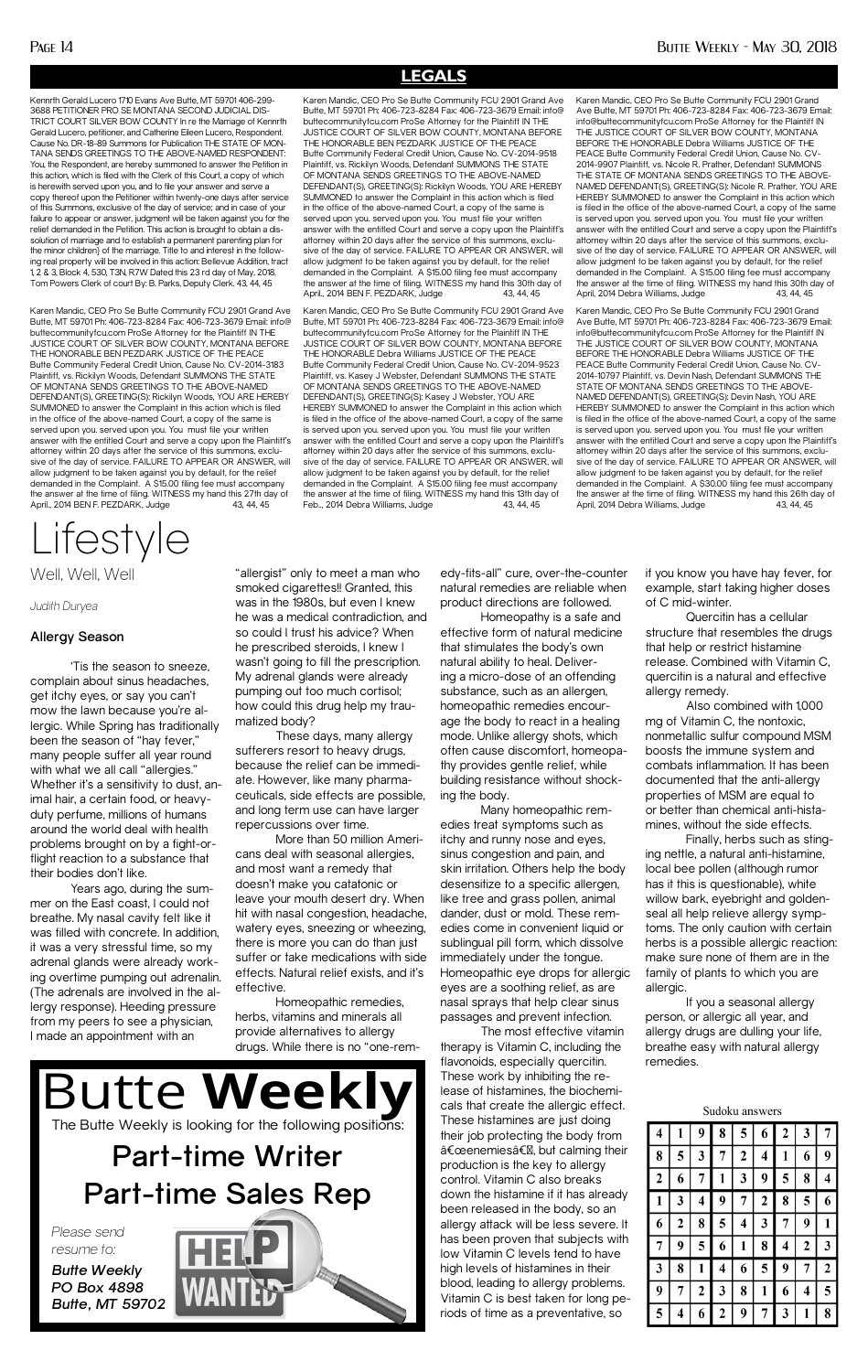## LEGALS

Kennrth Gerald Lucero 1710 Evans Ave Butte, MT 59701 406-299-3688 PETITIONER PRO SE MONTANA SECOND JUDICIAL DISTRICT COURT SILVER BOW COUNTY In re the Marriage of Kennrth Gerald Lucero, petitioner, and Catherine Eileen Lucero, Respondent. Cause No. DR-18-89 Summons for Publication THE STATE OF MONTANA SENDS GREETINGS TO THE ABOVE-NAMED RESPONDENT: You, the Respondent, are hereby summoned to answer the Petition in this action, which is filed with the Clerk of this Court, a copy of which is herewith served upon you, and to file your answer and serve a copy thereof upon the Petitioner within twenty-one days after service of this Summons, exclusive of the day of service; and in case of your failure to appear or answer, judgment will be taken against you for the relief demanded in the Petition. This action is brought to obtain a dissolution of marriage and to establish a permanent parenting plan for the minor children} of the marriage. Title to and interest in the following real property will be involved in this action: Bellevue Addition, tract 1, 2 & 3, Block 4, S30, T3N, R7W Dated this 23 rd day of May, 2018. Tom Powers Clerk of court By: B. Parks, Deputy Clerk. 43, 44, 45

Karen Mandic, CEO Pro Se Butte Community FCU 2901 Grand Ave Butte, MT 59701 Ph: 406-723-8284 Fax: 406-723-3679 Email: info@buttecommunityfcu.com ProSe Attorney for the Plaintiff IN THE JUSTICE COURT OF SILVER BOW COUNTY, MONTANA BEFORE THE HONORABLE BEN PEZDARK JUSTICE OF THE PEACE Butte Community Federal Credit Union, Cause No. CV-2014-3183 Plaintiff, vs. Rickilyn Woods, Defendant SUMMONS THE STATE OF MONTANA SENDS GREETINGS TO THE ABOVE-NAMED DEFENDANT(S), GREETING(S): Rickilyn Woods, YOU ARE HEREBY SUMMONED to answer the Complaint in this action which is filed in the office of the above-named Court, a copy of the same is served upon you. served upon you. You must file your written answer with the entitled Court and serve a copy upon the Plaintiff's attorney within 20 days after the service of this summons, exclusive of the day of service. FAILURE TO APPEAR OR ANSWER, will allow judgment to be taken against you by default, for the relief demanded in the Complaint. A $15.00 filing fee must accompany the answer at the time of filing. WITNESS my hand this 27th day of April., 2014 BEN F. PEZDARK, Judge 43, 44, 45

Karen Mandic, CEO Pro Se Butte Community FCU 2901 Grand Ave Butte, MT 59701 Ph: 406-723-8284 Fax: 406-723-3679 Email: info@buttecommunityfcu.com ProSe Attorney for the Plaintiff IN THE JUSTICE COURT OF SILVER BOW COUNTY, MONTANA BEFORE THE HONORABLE BEN PEZDARK JUSTICE OF THE PEACE Butte Community Federal Credit Union, Cause No. CV-2014-9518 Plaintiff, vs. Rickilyn Woods, Defendant SUMMONS THE STATE OF MONTANA SENDS GREETINGS TO THE ABOVE-NAMED DEFENDANT(S), GREETING(S): Rickilyn Woods, YOU ARE HEREBY SUMMONED to answer the Complaint in this action which is filed in the office of the above-named Court, a copy of the same is served upon you. served upon you. You must file your written answer with the entitled Court and serve a copy upon the Plaintiff's attorney within 20 days after the service of this summons, exclusive of the day of service. FAILURE TO APPEAR OR ANSWER, will allow judgment to be taken against you by default, for the relief demanded in the Complaint. A $15.00 filing fee must accompany the answer at the time of filing. WITNESS my hand this 30th day of April., 2014 BEN F. PEZDARK, Judge 43, 44, 45

Karen Mandic, CEO Pro Se Butte Community FCU 2901 Grand Ave Butte, MT 59701 Ph: 406-723-8284 Fax: 406-723-3679 Email: info@buttecommunityfcu.com ProSe Attorney for the Plaintiff IN THE JUSTICE COURT OF SILVER BOW COUNTY, MONTANA BEFORE THE HONORABLE Debra Williams JUSTICE OF THE PEACE Butte Community Federal Credit Union, Cause No. CV-2014-9523 Plaintiff, vs. Kasey J Webster, Defendant SUMMONS THE STATE OF MONTANA SENDS GREETINGS TO THE ABOVE-NAMED DEFENDANT(S), GREETING(S): Kasey J Webster, YOU ARE HEREBY SUMMONED to answer the Complaint in this action which is filed in the office of the above-named Court, a copy of the same is served upon you. served upon you. You must file your written answer with the entitled Court and serve a copy upon the Plaintiff's attorney within 20 days after the service of this summons, exclusive of the day of service. FAILURE TO APPEAR OR ANSWER, will allow judgment to be taken against you by default, for the relief demanded in the Complaint. A $15.00 filing fee must accompany the answer at the time of filing. WITNESS my hand this 13th day of Feb.., 2014 Debra Williams, Judge 43, 44, 45

Karen Mandic, CEO Pro Se Butte Community FCU 2901 Grand Ave Butte, MT 59701 Ph: 406-723-8284 Fax: 406-723-3679 Email: info@buttecommunityfcu.com ProSe Attorney for the Plaintiff IN THE JUSTICE COURT OF SILVER BOW COUNTY, MONTANA BEFORE THE HONORABLE Debra Williams JUSTICE OF THE PEACE Butte Community Federal Credit Union, Cause No. CV-2014-9907 Plaintiff, vs. Nicole R. Prather, Defendant SUMMONS THE STATE OF MONTANA SENDS GREETINGS TO THE ABOVE-NAMED DEFENDANT(S), GREETING(S): Nicole R. Prather, YOU ARE HEREBY SUMMONED to answer the Complaint in this action which is filed in the office of the above-named Court, a copy of the same is served upon you. served upon you. You must file your written answer with the entitled Court and serve a copy upon the Plaintiff's attorney within 20 days after the service of this summons, exclusive of the day of service. FAILURE TO APPEAR OR ANSWER, will allow judgment to be taken against you by default, for the relief demanded in the Complaint. A $15.00 filing fee must accompany the answer at the time of filing. WITNESS my hand this 30th day of April, 2014 Debra Williams, Judge 43, 44, 45

Karen Mandic, CEO Pro Se Butte Community FCU 2901 Grand Ave Butte, MT 59701 Ph: 406-723-8284 Fax: 406-723-3679 Email: info@buttecommunityfcu.com ProSe Attorney for the Plaintiff IN THE JUSTICE COURT OF SILVER BOW COUNTY, MONTANA BEFORE THE HONORABLE Debra Williams JUSTICE OF THE PEACE Butte Community Federal Credit Union, Cause No. CV-2014-10797 Plaintiff, vs. Devin Nash, Defendant SUMMONS THE STATE OF MONTANA SENDS GREETINGS TO THE ABOVE-NAMED DEFENDANT(S), GREETING(S): Devin Nash, YOU ARE HEREBY SUMMONED to answer the Complaint in this action which is filed in the office of the above-named Court, a copy of the same is served upon you. served upon you. You must file your written answer with the entitled Court and serve a copy upon the Plaintiff's attorney within 20 days after the service of this summons, exclusive of the day of service. FAILURE TO APPEAR OR ANSWER, will allow judgment to be taken against you by default, for the relief demanded in the Complaint. A $30.00 filing fee must accompany the answer at the time of filing. WITNESS my hand this 26th day of April, 2014 Debra Williams, Judge 43, 44, 45

# Lifestyle

Well, Well, Well

*Judith Duryea*

### Allergy Season

'Tis the season to sneeze, complain about sinus headaches, get itchy eyes, or say you can't mow the lawn because you're allergic. While Spring has traditionally been the season of "hay fever," many people suffer all year round with what we all call "allergies." Whether it's a sensitivity to dust, animal hair, a certain food, or heavy-duty perfume, millions of humans around the world deal with health problems brought on by a fight-or-flight reaction to a substance that their bodies don't like.

Years ago, during the summer on the East coast, I could not breathe. My nasal cavity felt like it was filled with concrete. In addition, it was a very stressful time, so my adrenal glands were already working overtime pumping out adrenalin. (The adrenals are involved in the allergy response). Heeding pressure from my peers to see a physician, I made an appointment with an "allergist" only to meet a man who smoked cigarettes!! Granted, this was in the 1980s, but even I knew he was a medical contradiction, and so could I trust his advice? When he prescribed steroids, I knew I wasn't going to fill the prescription. My adrenal glands were already pumping out too much cortisol; how could this drug help my traumatized body?

These days, many allergy sufferers resort to heavy drugs, because the relief can be immediate. However, like many pharmaceuticals, side effects are possible, and long term use can have larger repercussions over time.

More than 50 million Americans deal with seasonal allergies, and most want a remedy that doesn't make you catatonic or leave your mouth desert dry. When hit with nasal congestion, headache, watery eyes, sneezing or wheezing, there is more you can do than just suffer or take medications with side effects. Natural relief exists, and it's effective.

Homeopathic remedies, herbs, vitamins and minerals all provide alternatives to allergy drugs. While there is no "one-remedy-fits-all" cure, over-the-counter natural remedies are reliable when product directions are followed.

Homeopathy is a safe and effective form of natural medicine that stimulates the body's own natural ability to heal. Delivering a micro-dose of an offending substance, such as an allergen, homeopathic remedies encourage the body to react in a healing mode. Unlike allergy shots, which often cause discomfort, homeopathy provides gentle relief, while building resistance without shocking the body.

Many homeopathic remedies treat symptoms such as itchy and runny nose and eyes, sinus congestion and pain, and skin irritation. Others help the body desensitize to a specific allergen, like tree and grass pollen, animal dander, dust or mold. These remedies come in convenient liquid or sublingual pill form, which dissolve immediately under the tongue. Homeopathic eye drops for allergic eyes are a soothing relief, as are nasal sprays that help clear sinus passages and prevent infection.

The most effective vitamin therapy is Vitamin C, including the flavonoids, especially quercitin. These work by inhibiting the release of histamines, the biochemicals that create the allergic effect. These histamines are just doing their job protecting the body from â€œenemiesâ€, but calming their production is the key to allergy control. Vitamin C also breaks down the histamine if it has already been released in the body, so an allergy attack will be less severe. It has been proven that subjects with low Vitamin C levels tend to have high levels of histamines in their blood, leading to allergy problems. Vitamin C is best taken for long periods of time as a preventative, so if you know you have hay fever, for example, start taking higher doses of C mid-winter.

Quercitin has a cellular structure that resembles the drugs that help or restrict histamine release. Combined with Vitamin C, quercitin is a natural and effective allergy remedy.

Also combined with 1,000 mg of Vitamin C, the nontoxic, nonmetallic sulfur compound MSM boosts the immune system and combats inflammation. It has been documented that the anti-allergy properties of MSM are equal to or better than chemical anti-histamines, without the side effects.

Finally, herbs such as stinging nettle, a natural anti-histamine, local bee pollen (although rumor has it this is questionable), white willow bark, eyebright and goldenseal all help relieve allergy symptoms. The only caution with certain herbs is a possible allergic reaction: make sure none of them are in the family of plants to which you are allergic.

If you a seasonal allergy person, or allergic all year, and allergy drugs are dulling your life, breathe easy with natural allergy remedies.

**Butte Weekly**

The Butte Weekly is looking for the following positions:

**Part-time Writer**
**Part-time Sales Rep**

*Please send resume to:*

***Butte Weekly***
***PO Box 4898***
***Butte, MT 59702***

HELP WANTED

Sudoku answers

| | | | | | | | | |
|---|---|---|---|---|---|---|---|---|
| 4 | 1 | 9 | 8 | 5 | 6 | 2 | 3 | 7 |
| 8 | 5 | 3 | 7 | 2 | 4 | 1 | 6 | 9 |
| 2 | 6 | 7 | 1 | 3 | 9 | 5 | 8 | 4 |
| 1 | 3 | 4 | 9 | 7 | 2 | 8 | 5 | 6 |
| 6 | 2 | 8 | 5 | 4 | 3 | 7 | 9 | 1 |
| 7 | 9 | 5 | 6 | 1 | 8 | 4 | 2 | 3 |
| 3 | 8 | 1 | 4 | 6 | 5 | 9 | 7 | 2 |
| 9 | 7 | 2 | 3 | 8 | 1 | 6 | 4 | 5 |
| 5 | 4 | 6 | 2 | 9 | 7 | 3 | 1 | 8 |